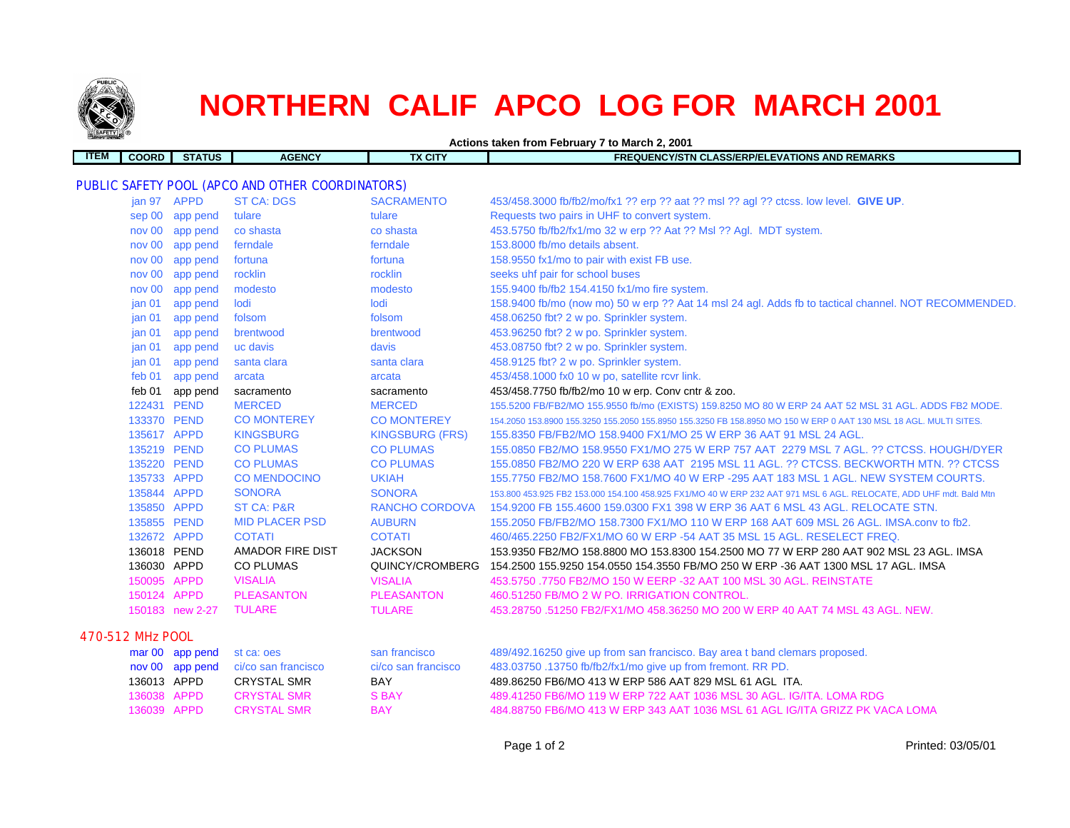# NORTHERN CALIF APCO LOG FOR MARCH 2001

**Actions taken from February 7 to March 2, 2001**

| ITEM | COORD | STATUS | AGENCY | TX CITY | FREQUENCY/STN CLASS/ERP/ELEVATIONS AND REMARKS |
|---|---|---|---|---|---|
| **PUBLIC SAFETY POOL (APCO AND OTHER COORDINATORS)** | | | | | |
| | jan 97 | APPD | ST CA: DGS | SACRAMENTO | 453/458.3000 fb/fb2/mo/fx1 ?? erp ?? aat ?? msl ?? agl ?? ctcss. low level. **GIVE UP**. |
| | sep 00 | app pend | tulare | tulare | Requests two pairs in UHF to convert system. |
| | nov 00 | app pend | co shasta | co shasta | 453.5750 fb/fb2/fx1/mo 32 w erp ?? Aat ?? Msl ?? Agl. MDT system. |
| | nov 00 | app pend | ferndale | ferndale | 153.8000 fb/mo details absent. |
| | nov 00 | app pend | fortuna | fortuna | 158.9550 fx1/mo to pair with exist FB use. |
| | nov 00 | app pend | rocklin | rocklin | seeks uhf pair for school buses |
| | nov 00 | app pend | modesto | modesto | 155.9400 fb/fb2 154.4150 fx1/mo fire system. |
| | jan 01 | app pend | lodi | lodi | 158.9400 fb/mo (now mo) 50 w erp ?? Aat 14 msl 24 agl. Adds fb to tactical channel. NOT RECOMMENDED. |
| | jan 01 | app pend | folsom | folsom | 458.06250 fbt? 2 w po. Sprinkler system. |
| | jan 01 | app pend | brentwood | brentwood | 453.96250 fbt? 2 w po. Sprinkler system. |
| | jan 01 | app pend | uc davis | davis | 453.08750 fbt? 2 w po. Sprinkler system. |
| | jan 01 | app pend | santa clara | santa clara | 458.9125 fbt? 2 w po. Sprinkler system. |
| | feb 01 | app pend | arcata | arcata | 453/458.1000 fx0 10 w po, satellite rcvr link. |
| | feb 01 | app pend | sacramento | sacramento | 453/458.7750 fb/fb2/mo 10 w erp. Conv cntr & zoo. |
| | 122431 | PEND | MERCED | MERCED | 155.5200 FB/FB2/MO 155.9550 fb/mo (EXISTS) 159.8250 MO 80 W ERP 24 AAT 52 MSL 31 AGL. ADDS FB2 MODE. |
| | 133370 | PEND | CO MONTEREY | CO MONTEREY | 154.2050 153.8900 155.3250 155.2050 155.8950 155.3250 FB 158.8950 MO 150 W ERP 0 AAT 130 MSL 18 AGL. MULTI SITES. |
| | 135617 | APPD | KINGSBURG | KINGSBURG (FRS) | 155.8350 FB/FB2/MO 158.9400 FX1/MO 25 W ERP 36 AAT 91 MSL 24 AGL. |
| | 135219 | PEND | CO PLUMAS | CO PLUMAS | 155.0850 FB2/MO 158.9550 FX1/MO 275 W ERP 757 AAT 2279 MSL 7 AGL. ?? CTCSS. HOUGH/DYER |
| | 135220 | PEND | CO PLUMAS | CO PLUMAS | 155.0850 FB2/MO 220 W ERP 638 AAT 2195 MSL 11 AGL. ?? CTCSS. BECKWORTH MTN. ?? CTCSS |
| | 135733 | APPD | CO MENDOCINO | UKIAH | 155.7750 FB2/MO 158.7600 FX1/MO 40 W ERP -295 AAT 183 MSL 1 AGL. NEW SYSTEM COURTS. |
| | 135844 | APPD | SONORA | SONORA | 153.800 453.925 FB2 153.000 154.100 458.925 FX1/MO 40 W ERP 232 AAT 971 MSL 6 AGL. RELOCATE, ADD UHF mdt. Bald Mtn |
| | 135850 | APPD | ST CA: P&R | RANCHO CORDOVA | 154.9200 FB 155.4600 159.0300 FX1 398 W ERP 36 AAT 6 MSL 43 AGL. RELOCATE STN. |
| | 135855 | PEND | MID PLACER PSD | AUBURN | 155.2050 FB/FB2/MO 158.7300 FX1/MO 110 W ERP 168 AAT 609 MSL 26 AGL. IMSA.conv to fb2. |
| | 132672 | APPD | COTATI | COTATI | 460/465.2250 FB2/FX1/MO 60 W ERP -54 AAT 35 MSL 15 AGL. RESELECT FREQ. |
| | 136018 | PEND | AMADOR FIRE DIST | JACKSON | 153.9350 FB2/MO 158.8800 MO 153.8300 154.2500 MO 77 W ERP 280 AAT 902 MSL 23 AGL. IMSA |
| | 136030 | APPD | CO PLUMAS | QUINCY/CROMBERG | 154.2500 155.9250 154.0550 154.3550 FB/MO 250 W ERP -36 AAT 1300 MSL 17 AGL. IMSA |
| | 150095 | APPD | VISALIA | VISALIA | 453.5750 .7750 FB2/MO 150 W EERP -32 AAT 100 MSL 30 AGL. REINSTATE |
| | 150124 | APPD | PLEASANTON | PLEASANTON | 460.51250 FB/MO 2 W PO. IRRIGATION CONTROL. |
| | 150183 | new 2-27 | TULARE | TULARE | 453.28750 .51250 FB2/FX1/MO 458.36250 MO 200 W ERP 40 AAT 74 MSL 43 AGL. NEW. |
| **470-512 MHz POOL** | | | | | |
| | mar 00 | app pend | st ca: oes | san francisco | 489/492.16250 give up from san francisco. Bay area t band clemars proposed. |
| | nov 00 | app pend | ci/co san francisco | ci/co san francisco | 483.03750 .13750 fb/fb2/fx1/mo give up from fremont. RR PD. |
| | 136013 | APPD | CRYSTAL SMR | BAY | 489.86250 FB6/MO 413 W ERP 586 AAT 829 MSL 61 AGL ITA. |
| | 136038 | APPD | CRYSTAL SMR | S BAY | 489.41250 FB6/MO 119 W ERP 722 AAT 1036 MSL 30 AGL. IG/ITA. LOMA RDG |
| | 136039 | APPD | CRYSTAL SMR | BAY | 484.88750 FB6/MO 413 W ERP 343 AAT 1036 MSL 61 AGL IG/ITA GRIZZ PK VACA LOMA |

Printed: 03/05/01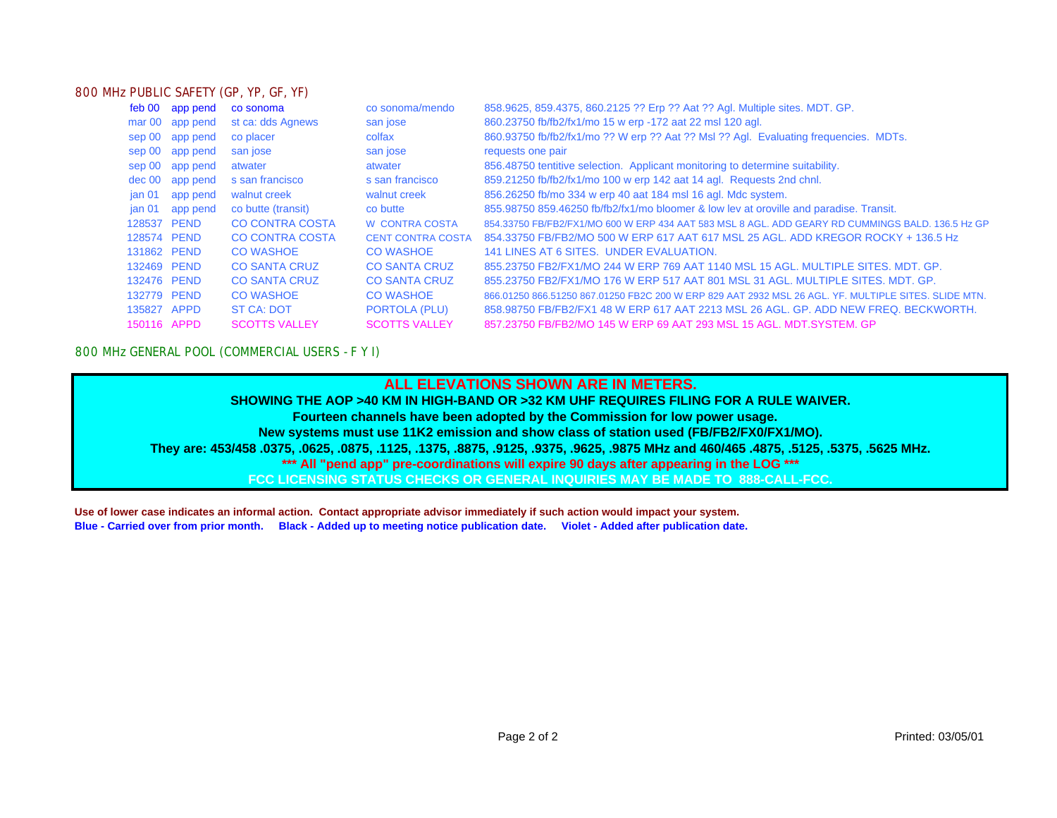## 800 MHz PUBLIC SAFETY (GP, YP, GF, YF)

| | | | | |
|---|---|---|---|---|
| feb 00 | app pend | co sonoma | co sonoma/mendo | 858.9625, 859.4375, 860.2125 ?? Erp ?? Aat ?? Agl. Multiple sites. MDT. GP. |
| mar 00 | app pend | st ca: dds Agnews | san jose | 860.23750 fb/fb2/fx1/mo 15 w erp -172 aat 22 msl 120 agl. |
| sep 00 | app pend | co placer | colfax | 860.93750 fb/fb2/fx1/mo ?? W erp ?? Aat ?? Msl ?? Agl. Evaluating frequencies. MDTs. |
| sep 00 | app pend | san jose | san jose | requests one pair |
| sep 00 | app pend | atwater | atwater | 856.48750 tentitive selection. Applicant monitoring to determine suitability. |
| dec 00 | app pend | s san francisco | s san francisco | 859.21250 fb/fb2/fx1/mo 100 w erp 142 aat 14 agl. Requests 2nd chnl. |
| jan 01 | app pend | walnut creek | walnut creek | 856.26250 fb/mo 334 w erp 40 aat 184 msl 16 agl. Mdc system. |
| jan 01 | app pend | co butte (transit) | co butte | 855.98750 859.46250 fb/fb2/fx1/mo bloomer & low lev at oroville and paradise. Transit. |
| 128537 | PEND | CO CONTRA COSTA | W CONTRA COSTA | 854.33750 FB/FB2/FX1/MO 600 W ERP 434 AAT 583 MSL 8 AGL. ADD GEARY RD CUMMINGS BALD. 136.5 Hz GP |
| 128574 | PEND | CO CONTRA COSTA | CENT CONTRA COSTA | 854.33750 FB/FB2/MO 500 W ERP 617 AAT 617 MSL 25 AGL. ADD KREGOR ROCKY + 136.5 Hz |
| 131862 | PEND | CO WASHOE | CO WASHOE | 141 LINES AT 6 SITES. UNDER EVALUATION. |
| 132469 | PEND | CO SANTA CRUZ | CO SANTA CRUZ | 855.23750 FB2/FX1/MO 244 W ERP 769 AAT 1140 MSL 15 AGL. MULTIPLE SITES. MDT. GP. |
| 132476 | PEND | CO SANTA CRUZ | CO SANTA CRUZ | 855.23750 FB2/FX1/MO 176 W ERP 517 AAT 801 MSL 31 AGL. MULTIPLE SITES. MDT. GP. |
| 132779 | PEND | CO WASHOE | CO WASHOE | 866.01250 866.51250 867.01250 FB2C 200 W ERP 829 AAT 2932 MSL 26 AGL. YF. MULTIPLE SITES. SLIDE MTN. |
| 135827 | APPD | ST CA: DOT | PORTOLA (PLU) | 858.98750 FB/FB2/FX1 48 W ERP 617 AAT 2213 MSL 26 AGL. GP. ADD NEW FREQ. BECKWORTH. |
| 150116 | APPD | SCOTTS VALLEY | SCOTTS VALLEY | 857.23750 FB/FB2/MO 145 W ERP 69 AAT 293 MSL 15 AGL. MDT.SYSTEM. GP |

## 800 MHz GENERAL POOL (COMMERCIAL USERS - F Y I)

**ALL ELEVATIONS SHOWN ARE IN METERS.**

**SHOWING THE AOP >40 KM IN HIGH-BAND OR >32 KM UHF REQUIRES FILING FOR A RULE WAIVER.**

**Fourteen channels have been adopted by the Commission for low power usage.**

**New systems must use 11K2 emission and show class of station used (FB/FB2/FX0/FX1/MO).**

**They are: 453/458 .0375, .0625, .0875, .1125, .1375, .8875, .9125, .9375, .9625, .9875 MHz and 460/465 .4875, .5125, .5375, .5625 MHz.**

**\*\*\* All "pend app" pre-coordinations will expire 90 days after appearing in the LOG \*\*\***

**FCC LICENSING STATUS CHECKS OR GENERAL INQUIRIES MAY BE MADE TO 888-CALL-FCC.**

**Use of lower case indicates an informal action. Contact appropriate advisor immediately if such action would impact your system.**

**Blue - Carried over from prior month. Black - Added up to meeting notice publication date. Violet - Added after publication date.**

Printed: 03/05/01